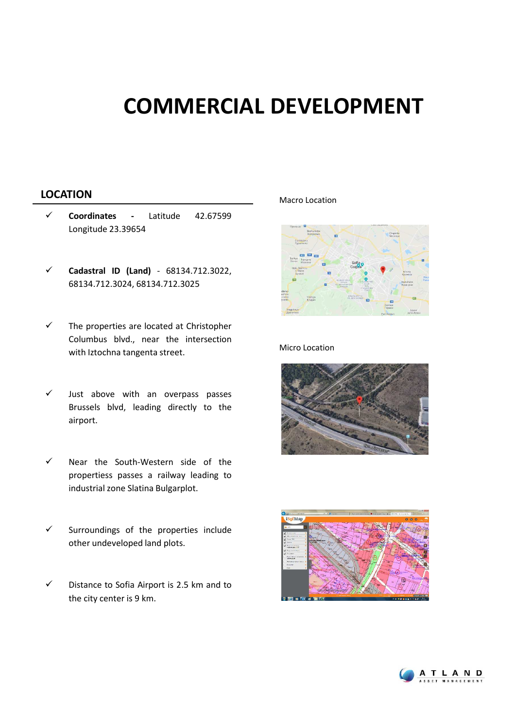# COMMERCIAL DEVELOPMENT

## LOCATION

- ✓ **Coordinates -** Latitude 42.67599 Longitude 23.39654
- ✓ **Cadastral ID (Land)** - 68134.712.3022, 68134.712.3024, 68134.712.3025
- ✓ The properties are located at Christopher Columbus blvd., near the intersection with Iztochna tangenta street.
- ✓ Just above with an overpass passes Brussels blvd, leading directly to the airport.
- ✓ Near the South-Western side of the propertiess passes a railway leading to industrial zone Slatina Bulgarplot.
- ✓ Surroundings of the properties include other undeveloped land plots.
- ✓ Distance to Sofia Airport is 2.5 km and to the city center is 9 km.

Macro Location

Micro Location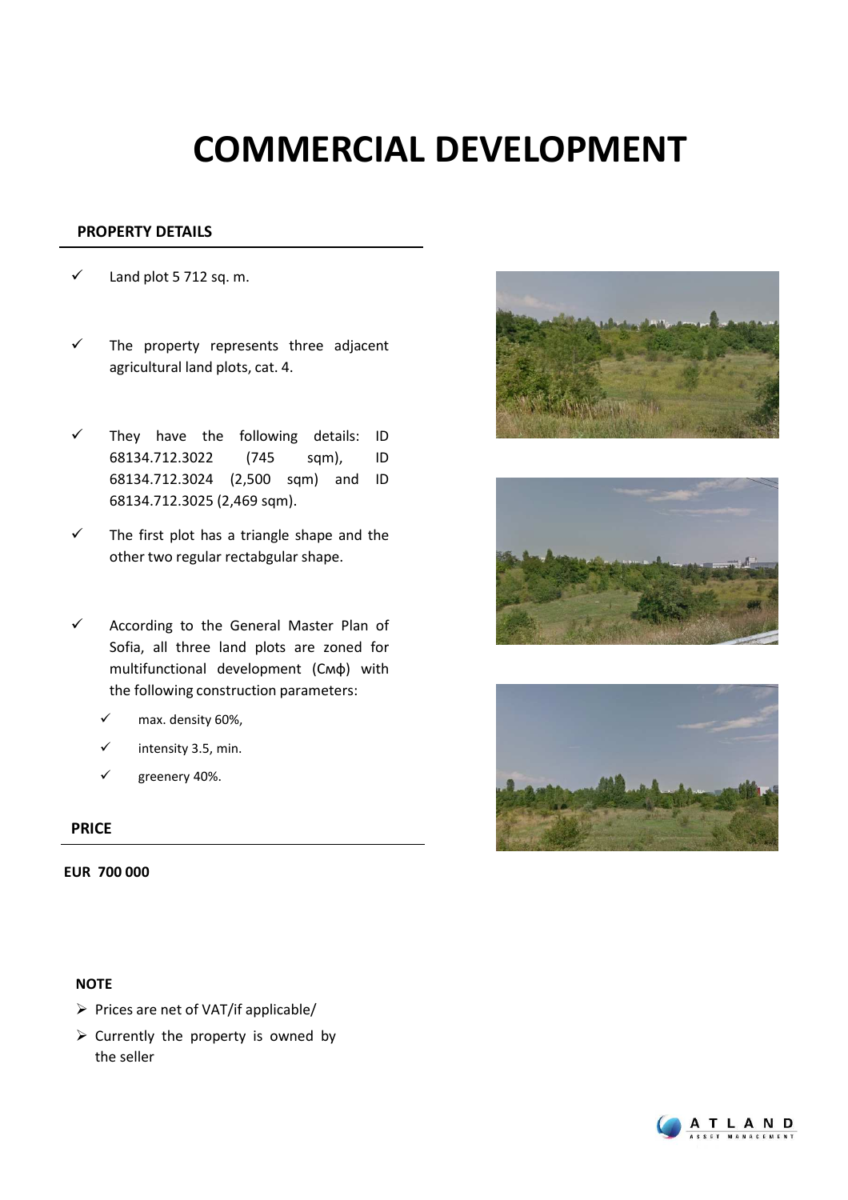# COMMERCIAL DEVELOPMENT

## PROPERTY DETAILS

- ✓ Land plot 5 712 sq. m.
- ✓ The property represents three adjacent agricultural land plots, cat. 4.
- ✓ They have the following details: ID 68134.712.3022 (745 sqm), ID 68134.712.3024 (2,500 sqm) and ID 68134.712.3025 (2,469 sqm).
- ✓ The first plot has a triangle shape and the other two regular rectabgular shape.
- ✓ According to the General Master Plan of Sofia, all three land plots are zoned for multifunctional development (Смф) with the following construction parameters:
  - ✓ max. density 60%,
  - ✓ intensity 3.5, min.
  - ✓ greenery 40%.

## PRICE

**EUR 700 000**

**NOTE**

- ➢ Prices are net of VAT/if applicable/
- ➢ Currently the property is owned by the seller